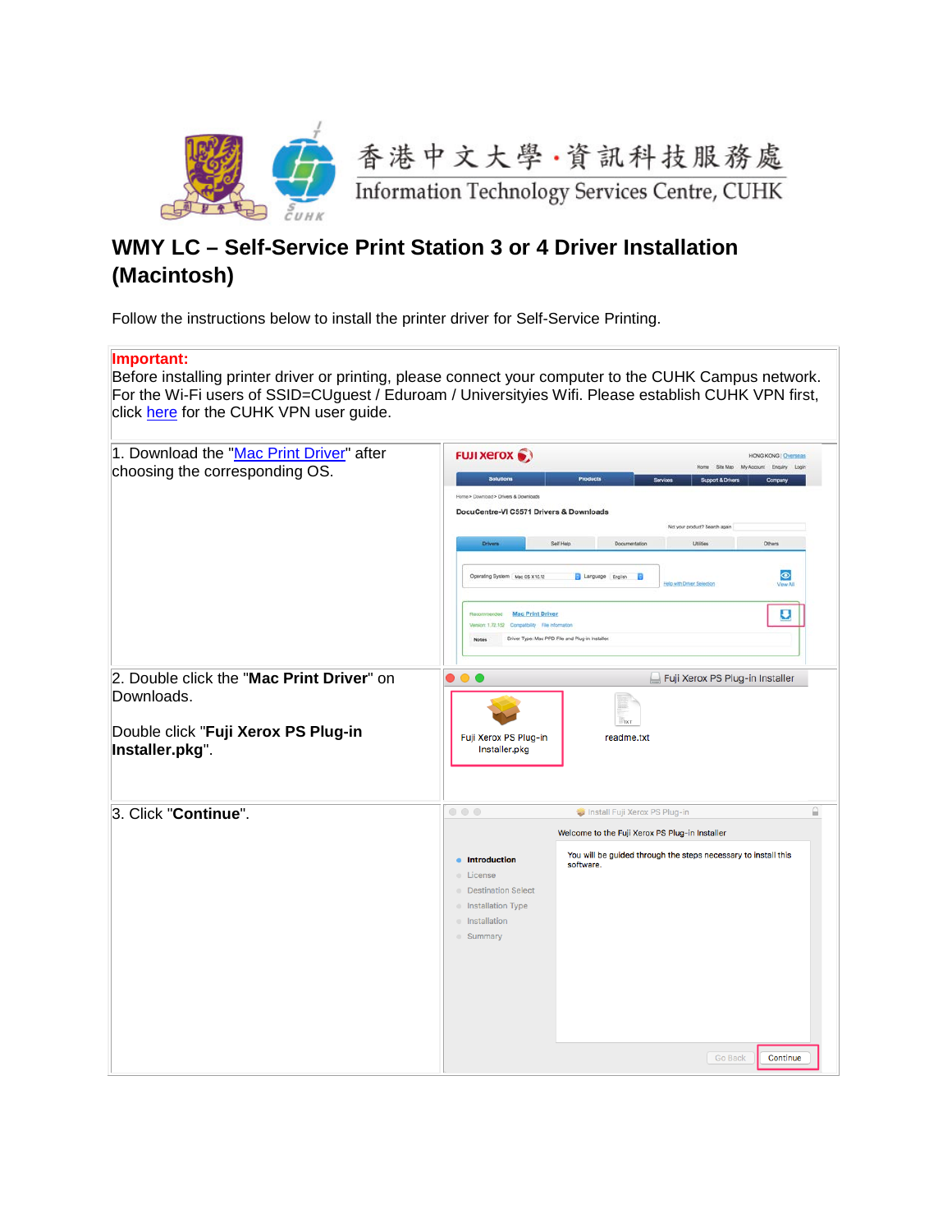香港中文大學·資訊科技服務處
Information Technology Services Centre, CUHK

# WMY LC – Self-Service Print Station 3 or 4 Driver Installation (Macintosh)

Follow the instructions below to install the printer driver for Self-Service Printing.

**Important:**
Before installing printer driver or printing, please connect your computer to the CUHK Campus network. For the Wi-Fi users of SSID=CUguest / Eduroam / Universityies Wifi. Please establish CUHK VPN first, click here for the CUHK VPN user guide.

| Step | |
|---|---|
| 1. Download the "Mac Print Driver" after choosing the corresponding OS. | |
| 2. Double click the "**Mac Print Driver**" on Downloads.<br><br>Double click "**Fuji Xerox PS Plug-in Installer.pkg**". | |
| 3. Click "**Continue**". | |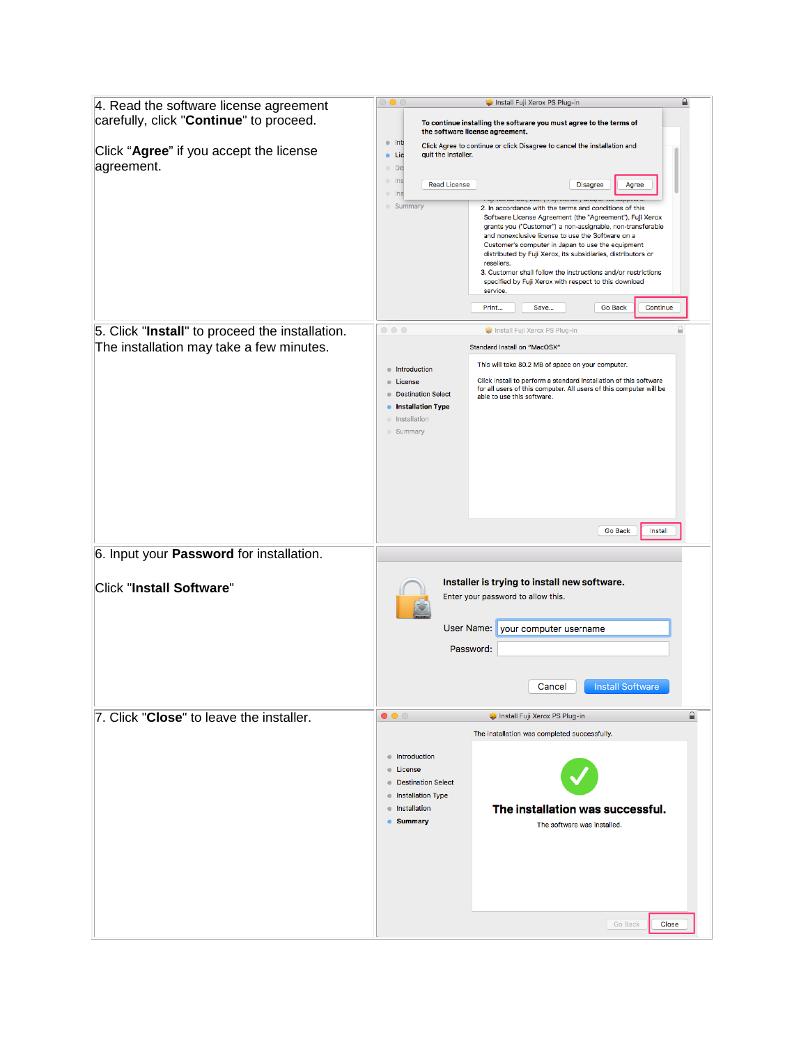| | |
|---|---|
| 4. Read the software license agreement carefully, click "**Continue**" to proceed.<br><br>Click "**Agree**" if you accept the license agreement. | |
| 5. Click "**Install**" to proceed the installation. The installation may take a few minutes. | |
| 6. Input your **Password** for installation.<br><br>Click "**Install Software**" | |
| 7. Click "**Close**" to leave the installer. | |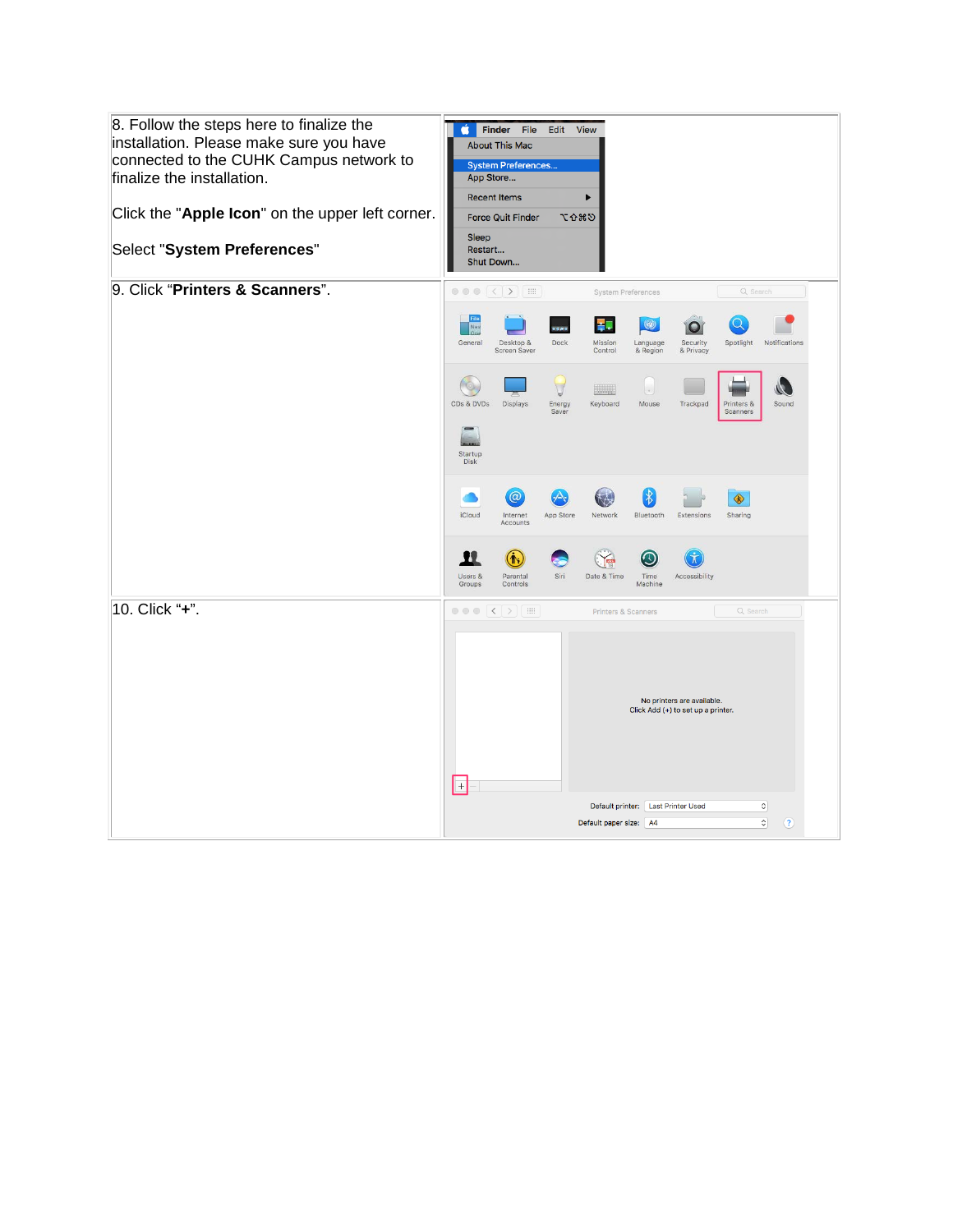| | |
|---|---|
| 8. Follow the steps here to finalize the installation. Please make sure you have connected to the CUHK Campus network to finalize the installation.<br><br>Click the "**Apple Icon**" on the upper left corner.<br><br>Select "**System Preferences**" | |
| 9. Click “**Printers & Scanners**”. | |
| 10. Click “**+**”. | |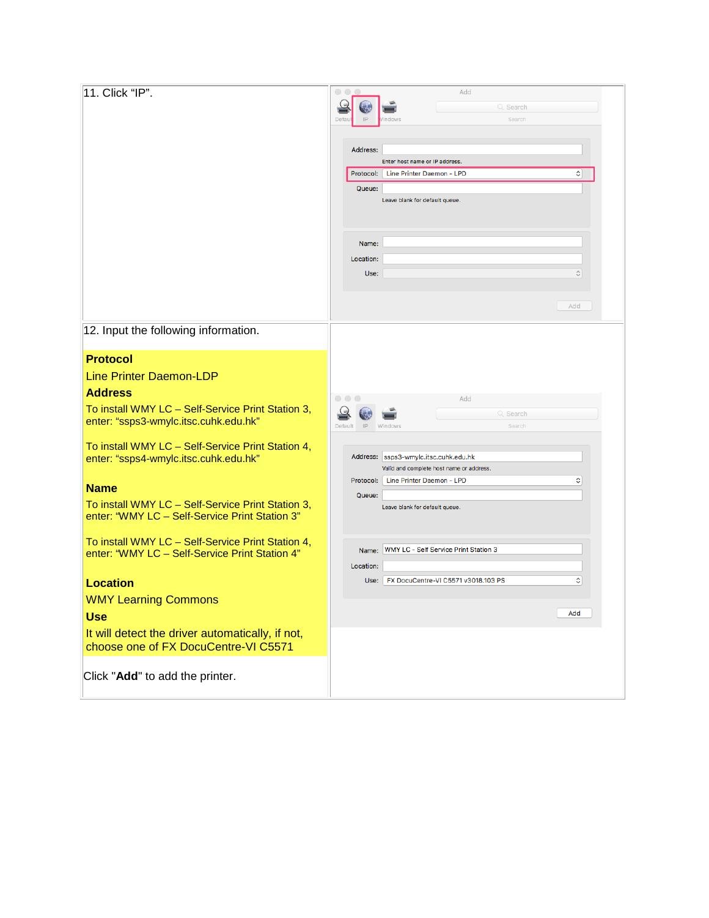| | |
|---|---|
| 11. Click “IP”. | |
| 12. Input the following information.<br><br>**Protocol**<br>Line Printer Daemon-LDP<br>**Address**<br>To install WMY LC – Self-Service Print Station 3, enter: “ssps3-wmylc.itsc.cuhk.edu.hk”<br><br>To install WMY LC – Self-Service Print Station 4, enter: “ssps4-wmylc.itsc.cuhk.edu.hk”<br><br>**Name**<br>To install WMY LC – Self-Service Print Station 3, enter: “WMY LC – Self-Service Print Station 3”<br><br>To install WMY LC – Self-Service Print Station 4, enter: “WMY LC – Self-Service Print Station 4”<br><br>**Location**<br>WMY Learning Commons<br>**Use**<br>It will detect the driver automatically, if not, choose one of FX DocuCentre-VI C5571<br><br>Click "**Add**" to add the printer. | |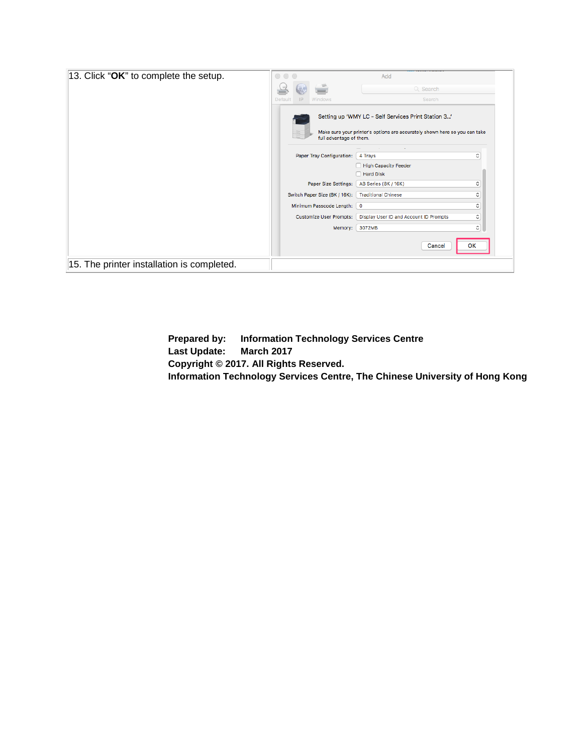| | |
|---|---|
| 13. Click “**OK**” to complete the setup. | |
| 15. The printer installation is completed. | |

**Prepared by:** **Information Technology Services Centre**
**Last Update:** **March 2017**
**Copyright © 2017. All Rights Reserved.**
**Information Technology Services Centre, The Chinese University of Hong Kong**